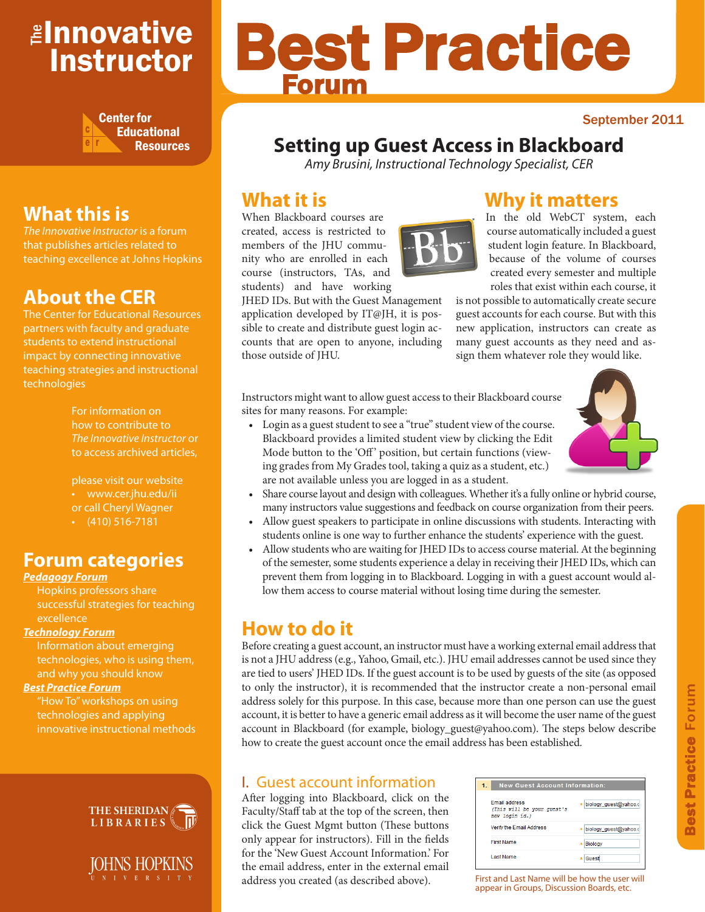# The Innovative Instructor

Center for Educational Resources

# Best Practice Forum

September 2011

## Setting up Guest Access in Blackboard

*Amy Brusini, Instructional Technology Specialist, CER*

## What it is

When Blackboard courses are created, access is restricted to members of the JHU community who are enrolled in each course (instructors, TAs, and students) and have working JHED IDs. But with the Guest Management application developed by IT@JH, it is possible to create and distribute guest login accounts that are open to anyone, including those outside of JHU.

## Why it matters

In the old WebCT system, each course automatically included a guest student login feature. In Blackboard, because of the volume of courses created every semester and multiple roles that exist within each course, it is not possible to automatically create secure guest accounts for each course. But with this new application, instructors can create as many guest accounts as they need and assign them whatever role they would like.

Instructors might want to allow guest access to their Blackboard course sites for many reasons. For example:

- Login as a guest student to see a "true" student view of the course. Blackboard provides a limited student view by clicking the Edit Mode button to the 'Off' position, but certain functions (viewing grades from My Grades tool, taking a quiz as a student, etc.) are not available unless you are logged in as a student.
- Share course layout and design with colleagues. Whether it's a fully online or hybrid course, many instructors value suggestions and feedback on course organization from their peers.
- Allow guest speakers to participate in online discussions with students. Interacting with students online is one way to further enhance the students' experience with the guest.
- Allow students who are waiting for JHED IDs to access course material. At the beginning of the semester, some students experience a delay in receiving their JHED IDs, which can prevent them from logging in to Blackboard. Logging in with a guest account would allow them access to course material without losing time during the semester.

## How to do it

Before creating a guest account, an instructor must have a working external email address that is not a JHU address (e.g., Yahoo, Gmail, etc.). JHU email addresses cannot be used since they are tied to users' JHED IDs. If the guest account is to be used by guests of the site (as opposed to only the instructor), it is recommended that the instructor create a non-personal email address solely for this purpose. In this case, because more than one person can use the guest account, it is better to have a generic email address as it will become the user name of the guest account in Blackboard (for example, biology_guest@yahoo.com). The steps below describe how to create the guest account once the email address has been established.

### I. Guest account information

After logging into Blackboard, click on the Faculty/Staff tab at the top of the screen, then click the Guest Mgmt button (These buttons only appear for instructors). Fill in the fields for the 'New Guest Account Information.' For the email address, enter in the external email address you created (as described above).

| 1. New Guest Account Information: | |
|---|---|
| Email address (This will be your guest's new login id.) | biology_guest@yahoo.c |
| Verify the Email Address | biology_guest@yahoo.c |
| First Name | Biology |
| Last Name | Guest |

First and Last Name will be how the user will appear in Groups, Discussion Boards, etc.

---

## What this is

*The Innovative Instructor* is a forum that publishes articles related to teaching excellence at Johns Hopkins

## About the CER

The Center for Educational Resources partners with faculty and graduate students to extend instructional impact by connecting innovative teaching strategies and instructional technologies

For information on how to contribute to *The Innovative Instructor* or to access archived articles,

please visit our website
- www.cer.jhu.edu/ii

or call Cheryl Wagner
- (410) 516-7181

## Forum categories

***Pedagogy Forum***
Hopkins professors share successful strategies for teaching excellence

***Technology Forum***
Information about emerging technologies, who is using them, and why you should know

***Best Practice Forum***
"How To" workshops on using technologies and applying innovative instructional methods

The Sheridan Libraries

Johns Hopkins University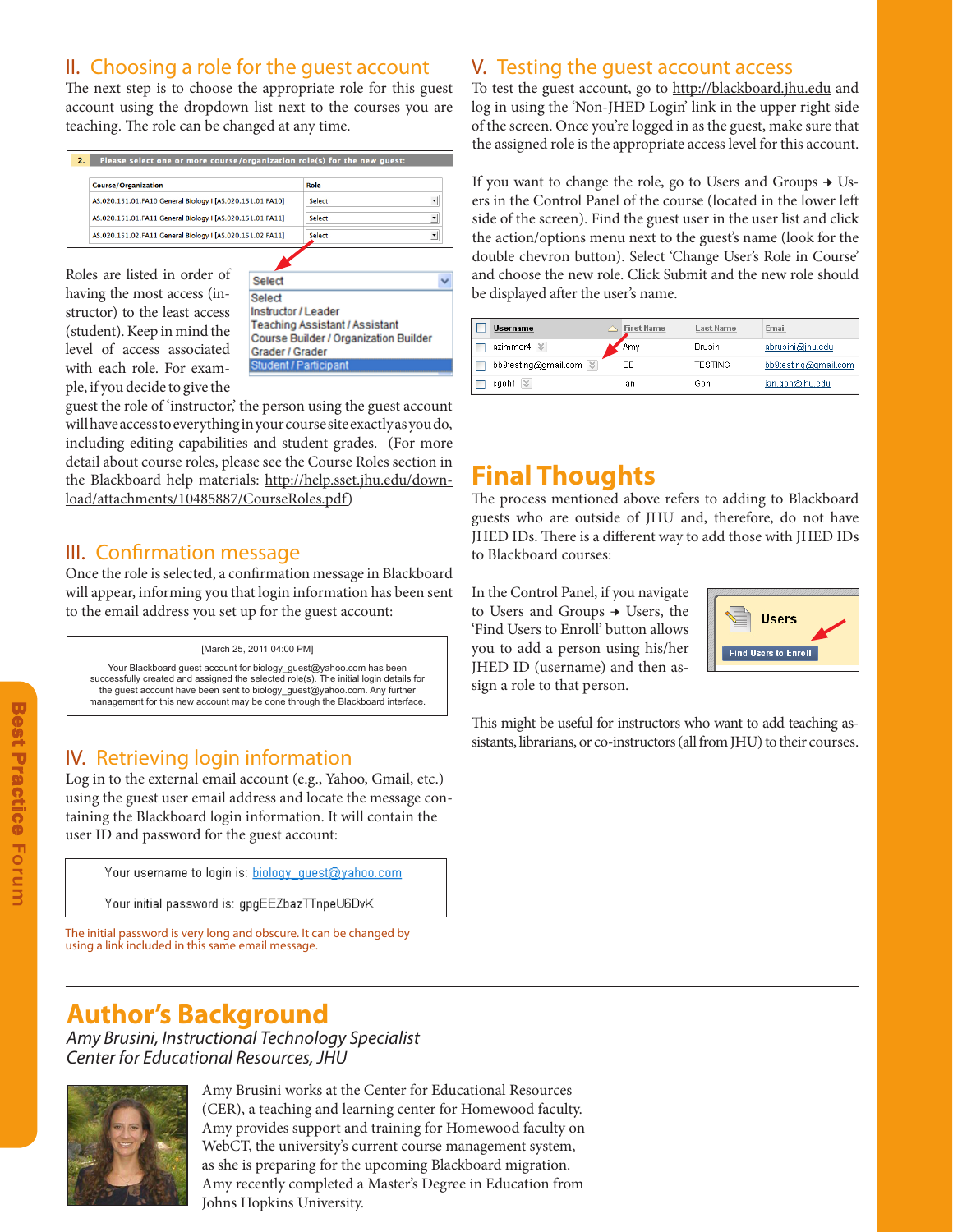## II. Choosing a role for the guest account

The next step is to choose the appropriate role for this guest account using the dropdown list next to the courses you are teaching. The role can be changed at any time.

Roles are listed in order of having the most access (instructor) to the least access (student). Keep in mind the level of access associated with each role. For example, if you decide to give the guest the role of 'instructor,' the person using the guest account will have access to everything in your course site exactly as you do, including editing capabilities and student grades. (For more detail about course roles, please see the Course Roles section in the Blackboard help materials: http://help.sset.jhu.edu/download/attachments/10485887/CourseRoles.pdf)

## III. Confirmation message

Once the role is selected, a confirmation message in Blackboard will appear, informing you that login information has been sent to the email address you set up for the guest account:

## IV. Retrieving login information

Log in to the external email account (e.g., Yahoo, Gmail, etc.) using the guest user email address and locate the message containing the Blackboard login information. It will contain the user ID and password for the guest account:

The initial password is very long and obscure. It can be changed by using a link included in this same email message.

## V. Testing the guest account access

To test the guest account, go to http://blackboard.jhu.edu and log in using the 'Non-JHED Login' link in the upper right side of the screen. Once you're logged in as the guest, make sure that the assigned role is the appropriate access level for this account.

If you want to change the role, go to Users and Groups → Users in the Control Panel of the course (located in the lower left side of the screen). Find the guest user in the user list and click the action/options menu next to the guest's name (look for the double chevron button). Select 'Change User's Role in Course' and choose the new role. Click Submit and the new role should be displayed after the user's name.

# Final Thoughts

The process mentioned above refers to adding to Blackboard guests who are outside of JHU and, therefore, do not have JHED IDs. There is a different way to add those with JHED IDs to Blackboard courses:

In the Control Panel, if you navigate to Users and Groups → Users, the 'Find Users to Enroll' button allows you to add a person using his/her JHED ID (username) and then assign a role to that person.

This might be useful for instructors who want to add teaching assistants, librarians, or co-instructors (all from JHU) to their courses.

# Author's Background

*Amy Brusini, Instructional Technology Specialist*
*Center for Educational Resources, JHU*

Amy Brusini works at the Center for Educational Resources (CER), a teaching and learning center for Homewood faculty. Amy provides support and training for Homewood faculty on WebCT, the university's current course management system, as she is preparing for the upcoming Blackboard migration. Amy recently completed a Master's Degree in Education from Johns Hopkins University.